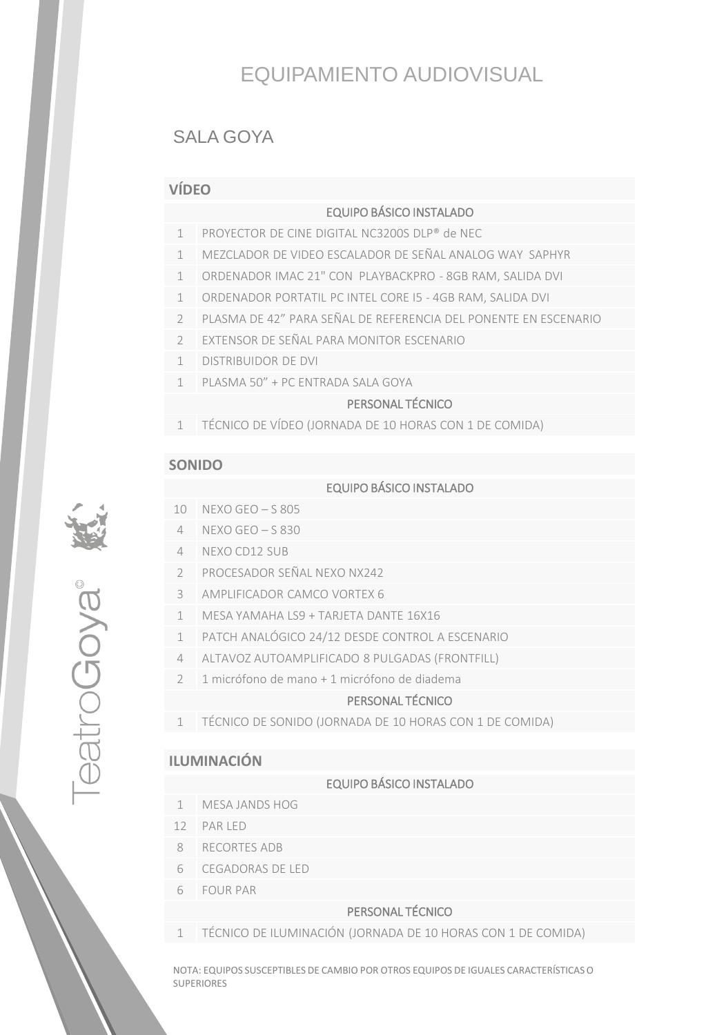# EQUIPAMIENTO AUDIOVISUAL

## SALA GOYA

### VÍDEO

| | EQUIPO BÁSICO INSTALADO |
|---|---|
| 1 | PROYECTOR DE CINE DIGITAL NC3200S DLP® de NEC |
| 1 | MEZCLADOR DE VIDEO ESCALADOR DE SEÑAL ANALOG WAY SAPHYR |
| 1 | ORDENADOR IMAC 21" CON PLAYBACKPRO - 8GB RAM, SALIDA DVI |
| 1 | ORDENADOR PORTATIL PC INTEL CORE I5 - 4GB RAM, SALIDA DVI |
| 2 | PLASMA DE 42" PARA SEÑAL DE REFERENCIA DEL PONENTE EN ESCENARIO |
| 2 | EXTENSOR DE SEÑAL PARA MONITOR ESCENARIO |
| 1 | DISTRIBUIDOR DE DVI |
| 1 | PLASMA 50" + PC ENTRADA SALA GOYA |
| | PERSONAL TÉCNICO |
| 1 | TÉCNICO DE VÍDEO (JORNADA DE 10 HORAS CON 1 DE COMIDA) |

### SONIDO

| | EQUIPO BÁSICO INSTALADO |
|---|---|
| 10 | NEXO GEO – S 805 |
| 4 | NEXO GEO – S 830 |
| 4 | NEXO CD12 SUB |
| 2 | PROCESADOR SEÑAL NEXO NX242 |
| 3 | AMPLIFICADOR CAMCO VORTEX 6 |
| 1 | MESA YAMAHA LS9 + TARJETA DANTE 16X16 |
| 1 | PATCH ANALÓGICO 24/12 DESDE CONTROL A ESCENARIO |
| 4 | ALTAVOZ AUTOAMPLIFICADO 8 PULGADAS (FRONTFILL) |
| 2 | 1 micrófono de mano + 1 micrófono de diadema |
| | PERSONAL TÉCNICO |
| 1 | TÉCNICO DE SONIDO (JORNADA DE 10 HORAS CON 1 DE COMIDA) |

### ILUMINACIÓN

| | EQUIPO BÁSICO INSTALADO |
|---|---|
| 1 | MESA JANDS HOG |
| 12 | PAR LED |
| 8 | RECORTES ADB |
| 6 | CEGADORAS DE LED |
| 6 | FOUR PAR |
| | PERSONAL TÉCNICO |
| 1 | TÉCNICO DE ILUMINACIÓN (JORNADA DE 10 HORAS CON 1 DE COMIDA) |

NOTA: EQUIPOS SUSCEPTIBLES DE CAMBIO POR OTROS EQUIPOS DE IGUALES CARACTERÍSTICAS O SUPERIORES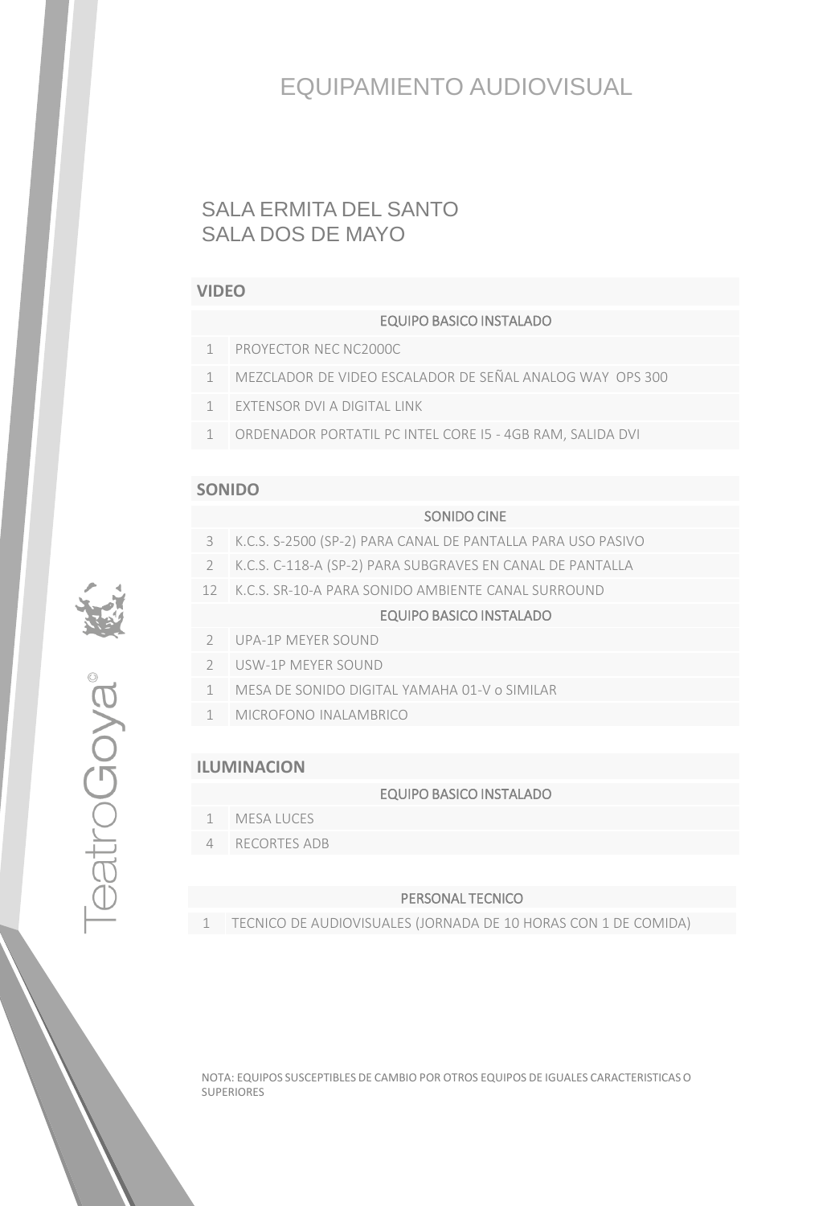# EQUIPAMIENTO AUDIOVISUAL

## SALA ERMITA DEL SANTO
## SALA DOS DE MAYO

| VIDEO | |
|---|---|
| | EQUIPO BASICO INSTALADO |
| 1 | PROYECTOR NEC NC2000C |
| 1 | MEZCLADOR DE VIDEO ESCALADOR DE SEÑAL ANALOG WAY OPS 300 |
| 1 | EXTENSOR DVI A DIGITAL LINK |
| 1 | ORDENADOR PORTATIL PC INTEL CORE I5 - 4GB RAM, SALIDA DVI |

| SONIDO | |
|---|---|
| | SONIDO CINE |
| 3 | K.C.S. S-2500 (SP-2) PARA CANAL DE PANTALLA PARA USO PASIVO |
| 2 | K.C.S. C-118-A (SP-2) PARA SUBGRAVES EN CANAL DE PANTALLA |
| 12 | K.C.S. SR-10-A PARA SONIDO AMBIENTE CANAL SURROUND |
| | EQUIPO BASICO INSTALADO |
| 2 | UPA-1P MEYER SOUND |
| 2 | USW-1P MEYER SOUND |
| 1 | MESA DE SONIDO DIGITAL YAMAHA 01-V o SIMILAR |
| 1 | MICROFONO INALAMBRICO |

| ILUMINACION | |
|---|---|
| | EQUIPO BASICO INSTALADO |
| 1 | MESA LUCES |
| 4 | RECORTES ADB |

| | PERSONAL TECNICO |
|---|---|
| 1 | TECNICO DE AUDIOVISUALES (JORNADA DE 10 HORAS CON 1 DE COMIDA) |

NOTA: EQUIPOS SUSCEPTIBLES DE CAMBIO POR OTROS EQUIPOS DE IGUALES CARACTERISTICAS O SUPERIORES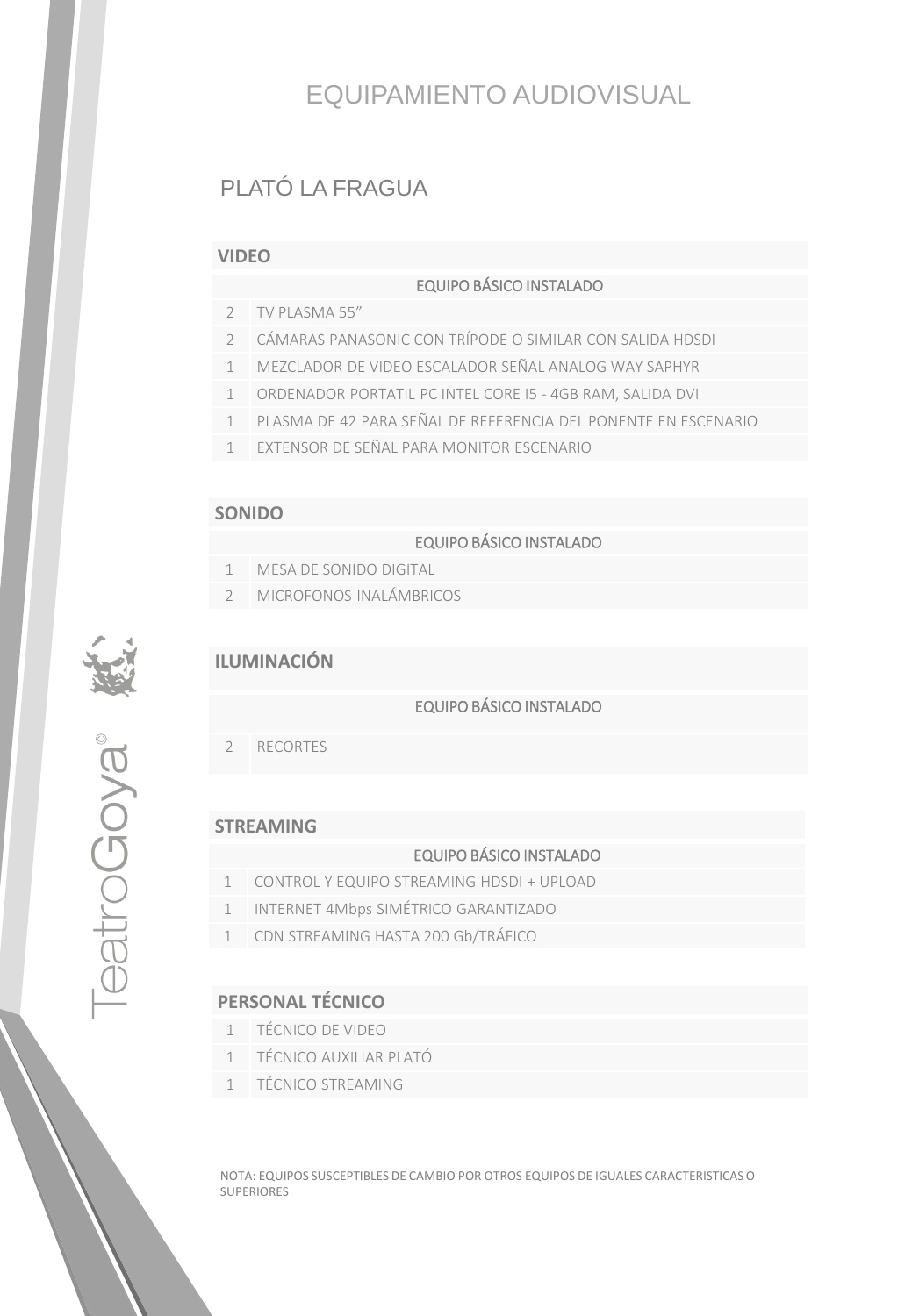# EQUIPAMIENTO AUDIOVISUAL

## PLATÓ LA FRAGUA

| **VIDEO** | |
|---|---|
| | EQUIPO BÁSICO INSTALADO |
| 2 | TV PLASMA 55" |
| 2 | CÁMARAS PANASONIC CON TRÍPODE O SIMILAR CON SALIDA HDSDI |
| 1 | MEZCLADOR DE VIDEO ESCALADOR SEÑAL ANALOG WAY SAPHYR |
| 1 | ORDENADOR PORTATIL PC INTEL CORE I5 - 4GB RAM, SALIDA DVI |
| 1 | PLASMA DE 42 PARA SEÑAL DE REFERENCIA DEL PONENTE EN ESCENARIO |
| 1 | EXTENSOR DE SEÑAL PARA MONITOR ESCENARIO |

| **SONIDO** | |
|---|---|
| | EQUIPO BÁSICO INSTALADO |
| 1 | MESA DE SONIDO DIGITAL |
| 2 | MICROFONOS INALÁMBRICOS |

| **ILUMINACIÓN** | |
|---|---|
| | EQUIPO BÁSICO INSTALADO |
| 2 | RECORTES |

| **STREAMING** | |
|---|---|
| | EQUIPO BÁSICO INSTALADO |
| 1 | CONTROL Y EQUIPO STREAMING HDSDI + UPLOAD |
| 1 | INTERNET 4Mbps SIMÉTRICO GARANTIZADO |
| 1 | CDN STREAMING HASTA 200 Gb/TRÁFICO |

| **PERSONAL TÉCNICO** | |
|---|---|
| 1 | TÉCNICO DE VIDEO |
| 1 | TÉCNICO AUXILIAR PLATÓ |
| 1 | TÉCNICO STREAMING |

NOTA: EQUIPOS SUSCEPTIBLES DE CAMBIO POR OTROS EQUIPOS DE IGUALES CARACTERISTICAS O SUPERIORES

TeatroGoya®